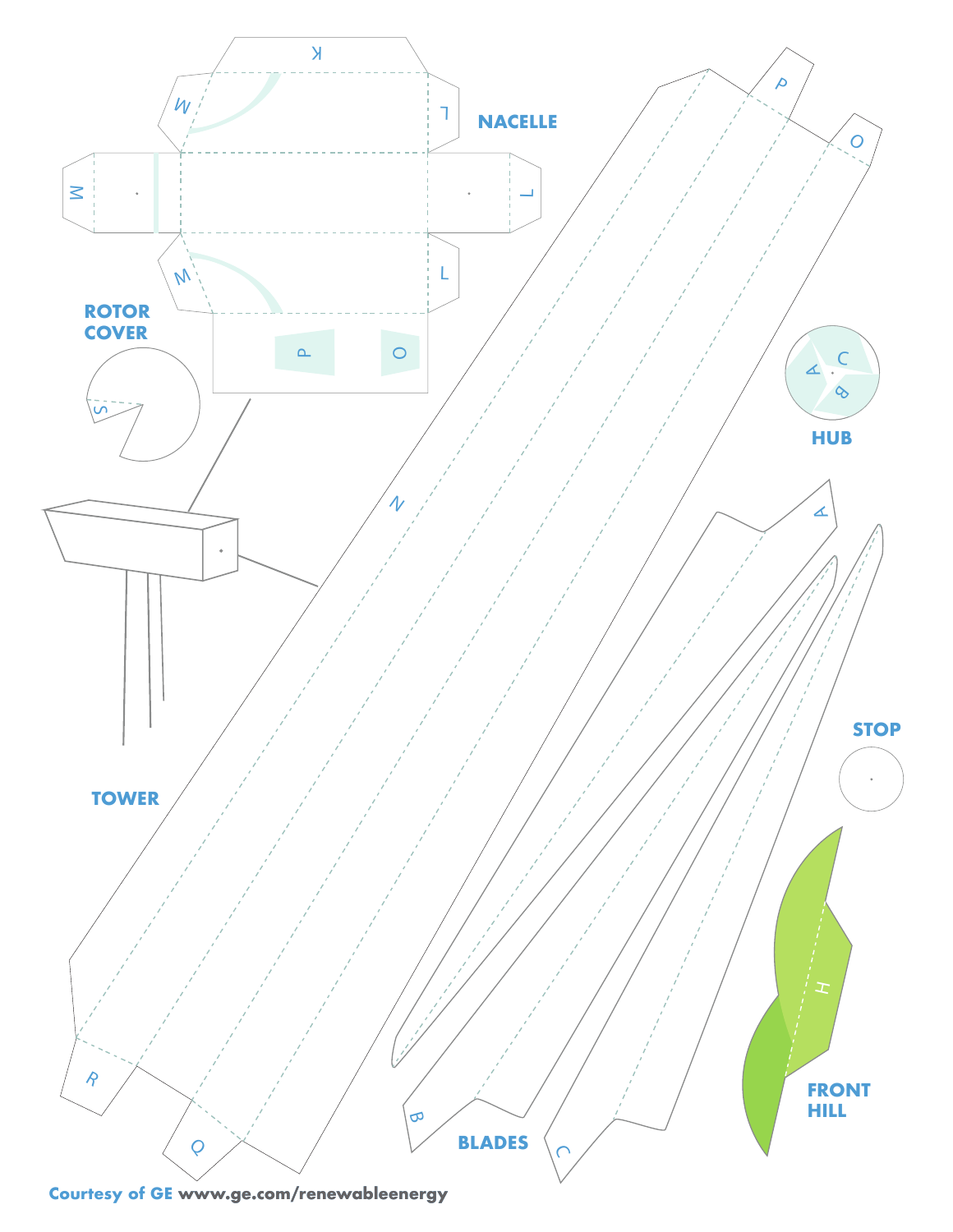NACELLE

K

M

L

M

L

M

L

P

O

ROTOR COVER

S

TOWER

N

P

O

R

Q

HUB

A

B

C

BLADES

A

B

C

STOP

FRONT HILL

H

**Courtesy of GE** **www.ge.com/renewableenergy**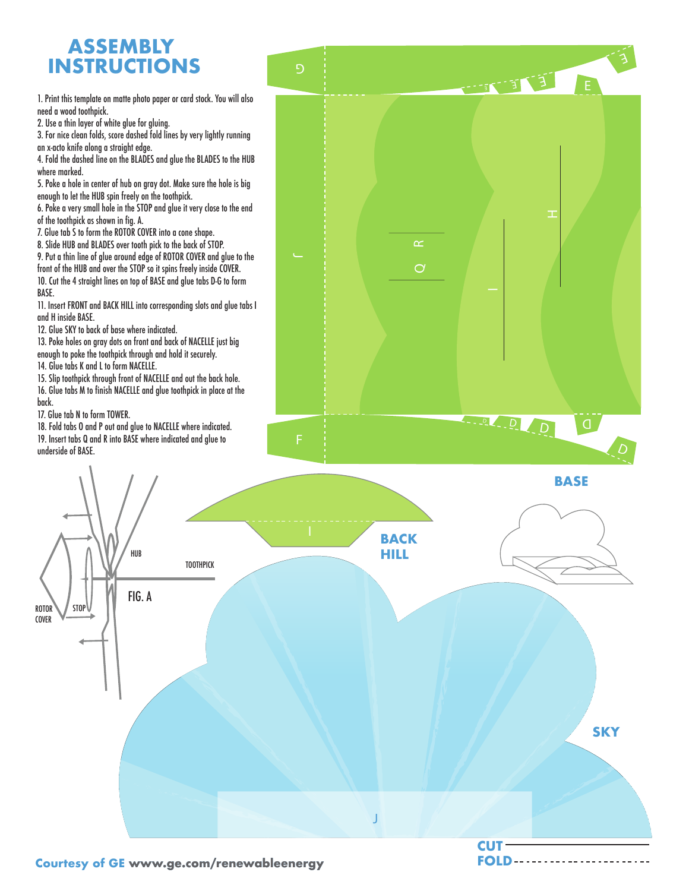# ASSEMBLY INSTRUCTIONS

1. Print this template on matte photo paper or card stock. You will also need a wood toothpick.
2. Use a thin layer of white glue for gluing.
3. For nice clean folds, score dashed fold lines by very lightly running an x-acto knife along a straight edge.
4. Fold the dashed line on the BLADES and glue the BLADES to the HUB where marked.
5. Poke a hole in center of hub on gray dot. Make sure the hole is big enough to let the HUB spin freely on the toothpick.
6. Poke a very small hole in the STOP and glue it very close to the end of the toothpick as shown in fig. A.
7. Glue tab S to form the ROTOR COVER into a cone shape.
8. Slide HUB and BLADES over tooth pick to the back of STOP.
9. Put a thin line of glue around edge of ROTOR COVER and glue to the front of the HUB and over the STOP so it spins freely inside COVER.
10. Cut the 4 straight lines on top of BASE and glue tabs D-G to form BASE.
11. Insert FRONT and BACK HILL into corresponding slots and glue tabs I and H inside BASE.
12. Glue SKY to back of base where indicated.
13. Poke holes on gray dots on front and back of NACELLE just big enough to poke the toothpick through and hold it securely.
14. Glue tabs K and L to form NACELLE.
15. Slip toothpick through front of NACELLE and out the back hole.
16. Glue tabs M to finish NACELLE and glue toothpick in place at the back.
17. Glue tab N to form TOWER.
18. Fold tabs O and P out and glue to NACELLE where indicated.
19. Insert tabs Q and R into BASE where indicated and glue to underside of BASE.

G E E E E E J Q R H I D D D D D F

**BASE**

I

**BACK HILL**

HUB
TOOTHPICK
FIG. A
ROTOR COVER
STOP

**SKY**

J

CUT
FOLD

**Courtesy of GE www.ge.com/renewableenergy**